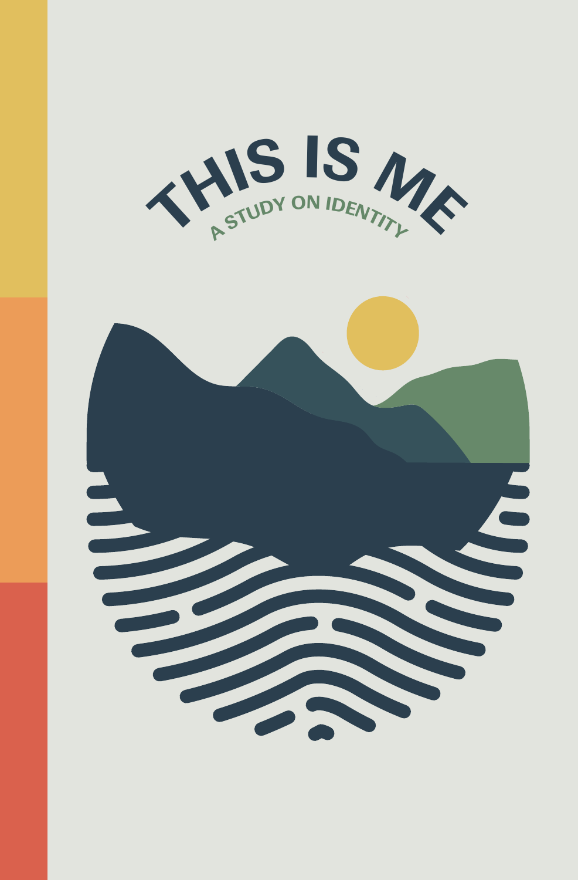# THIS IS ME

## A STUDY ON IDENTITY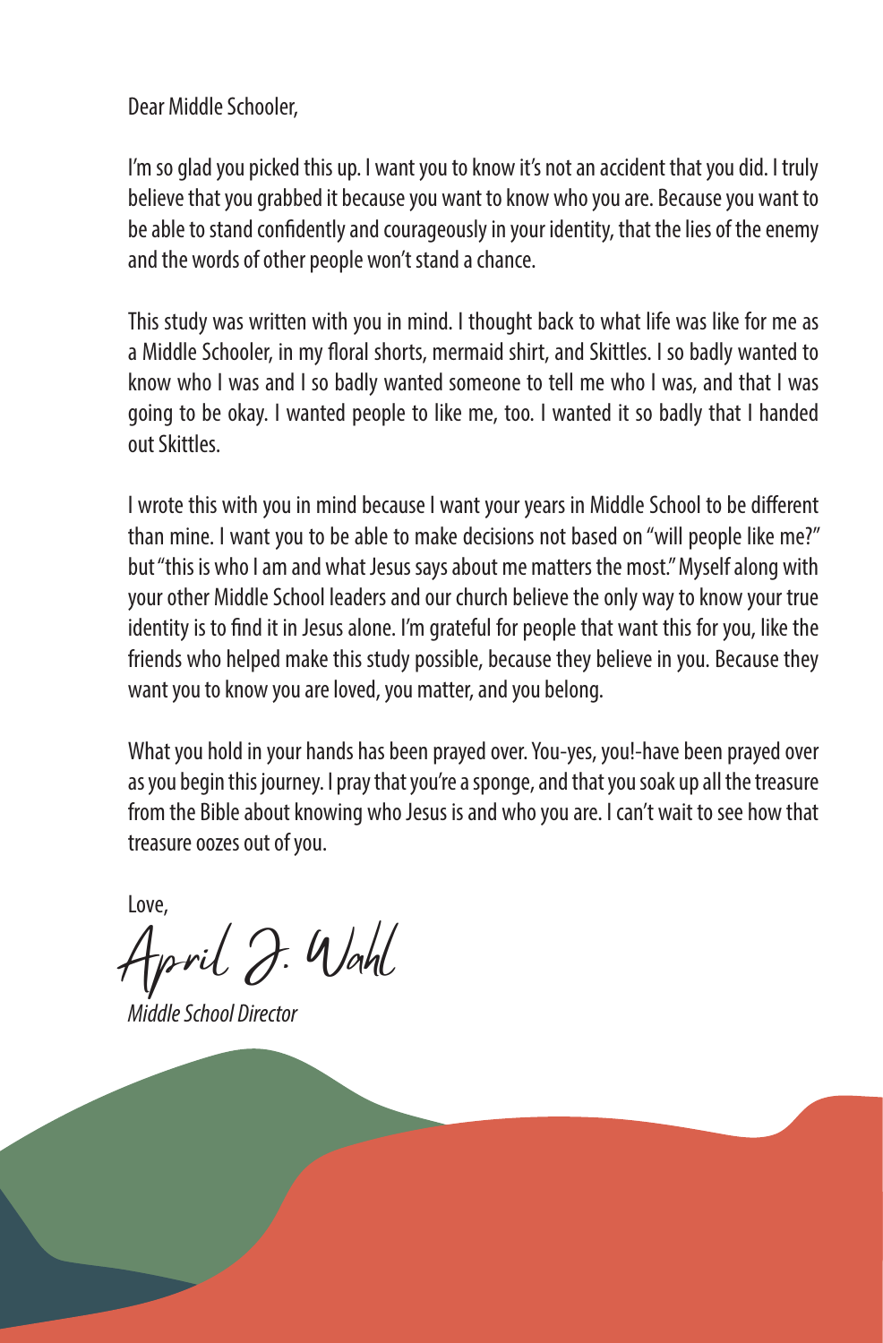Dear Middle Schooler,

I'm so glad you picked this up. I want you to know it's not an accident that you did. I truly believe that you grabbed it because you want to know who you are. Because you want to be able to stand confidently and courageously in your identity, that the lies of the enemy and the words of other people won't stand a chance.

This study was written with you in mind. I thought back to what life was like for me as a Middle Schooler, in my floral shorts, mermaid shirt, and Skittles. I so badly wanted to know who I was and I so badly wanted someone to tell me who I was, and that I was going to be okay. I wanted people to like me, too. I wanted it so badly that I handed out Skittles.

I wrote this with you in mind because I want your years in Middle School to be different than mine. I want you to be able to make decisions not based on "will people like me?" but "this is who I am and what Jesus says about me matters the most." Myself along with your other Middle School leaders and our church believe the only way to know your true identity is to find it in Jesus alone. I'm grateful for people that want this for you, like the friends who helped make this study possible, because they believe in you. Because they want you to know you are loved, you matter, and you belong.

What you hold in your hands has been prayed over. You-yes, you!-have been prayed over as you begin this journey. I pray that you're a sponge, and that you soak up all the treasure from the Bible about knowing who Jesus is and who you are. I can't wait to see how that treasure oozes out of you.

Love,

April J. Wahl

*Middle School Director*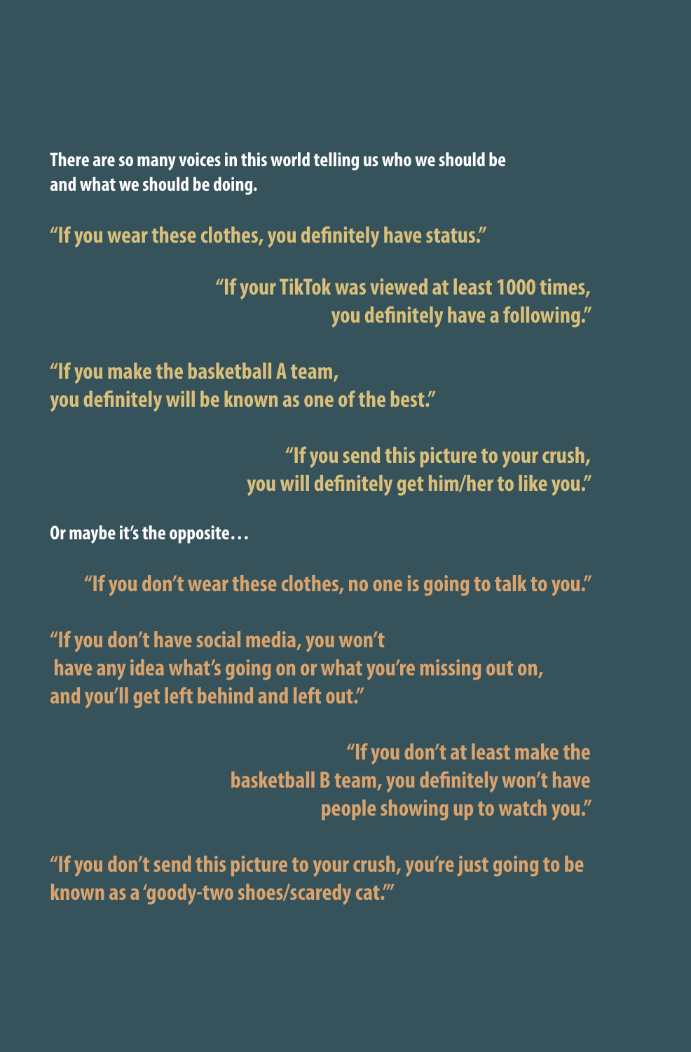**There are so many voices in this world telling us who we should be and what we should be doing.**

**"If you wear these clothes, you definitely have status."**

**"If your TikTok was viewed at least 1000 times, you definitely have a following."**

**"If you make the basketball A team, you definitely will be known as one of the best."**

**"If you send this picture to your crush, you will definitely get him/her to like you."**

**Or maybe it's the opposite…**

**"If you don't wear these clothes, no one is going to talk to you."**

**"If you don't have social media, you won't have any idea what's going on or what you're missing out on, and you'll get left behind and left out."**

**"If you don't at least make the basketball B team, you definitely won't have people showing up to watch you."**

**"If you don't send this picture to your crush, you're just going to be known as a 'goody-two shoes/scaredy cat.'"**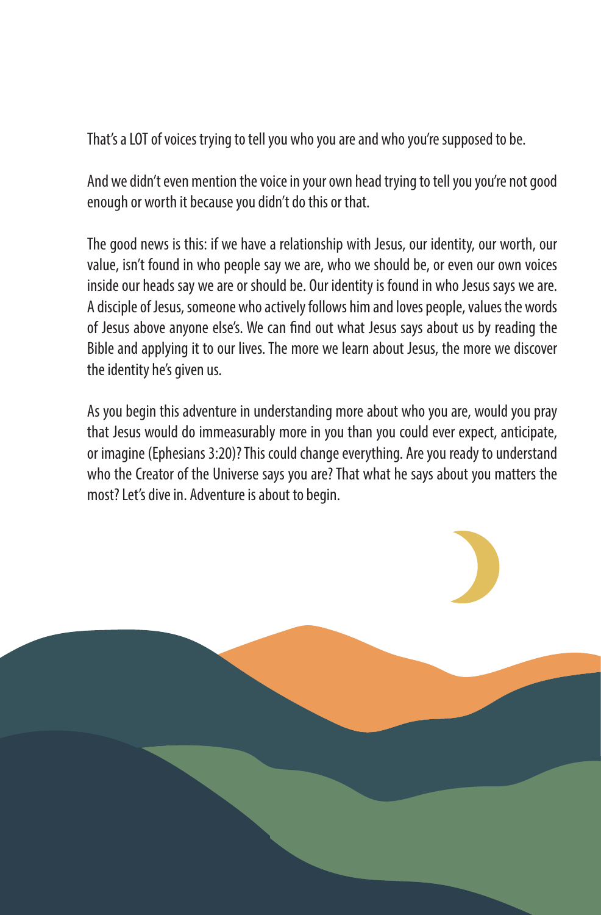That's a LOT of voices trying to tell you who you are and who you're supposed to be.

And we didn't even mention the voice in your own head trying to tell you you're not good enough or worth it because you didn't do this or that.

The good news is this: if we have a relationship with Jesus, our identity, our worth, our value, isn't found in who people say we are, who we should be, or even our own voices inside our heads say we are or should be. Our identity is found in who Jesus says we are. A disciple of Jesus, someone who actively follows him and loves people, values the words of Jesus above anyone else's. We can find out what Jesus says about us by reading the Bible and applying it to our lives. The more we learn about Jesus, the more we discover the identity he's given us.

As you begin this adventure in understanding more about who you are, would you pray that Jesus would do immeasurably more in you than you could ever expect, anticipate, or imagine (Ephesians 3:20)? This could change everything. Are you ready to understand who the Creator of the Universe says you are? That what he says about you matters the most? Let's dive in. Adventure is about to begin.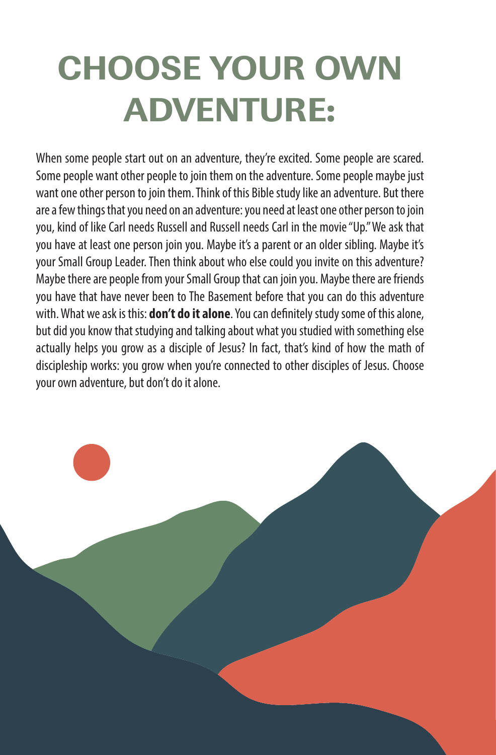# CHOOSE YOUR OWN ADVENTURE:

When some people start out on an adventure, they're excited. Some people are scared. Some people want other people to join them on the adventure. Some people maybe just want one other person to join them. Think of this Bible study like an adventure. But there are a few things that you need on an adventure: you need at least one other person to join you, kind of like Carl needs Russell and Russell needs Carl in the movie "Up." We ask that you have at least one person join you. Maybe it's a parent or an older sibling. Maybe it's your Small Group Leader. Then think about who else could you invite on this adventure? Maybe there are people from your Small Group that can join you. Maybe there are friends you have that have never been to The Basement before that you can do this adventure with. What we ask is this: **don't do it alone**. You can definitely study some of this alone, but did you know that studying and talking about what you studied with something else actually helps you grow as a disciple of Jesus? In fact, that's kind of how the math of discipleship works: you grow when you're connected to other disciples of Jesus. Choose your own adventure, but don't do it alone.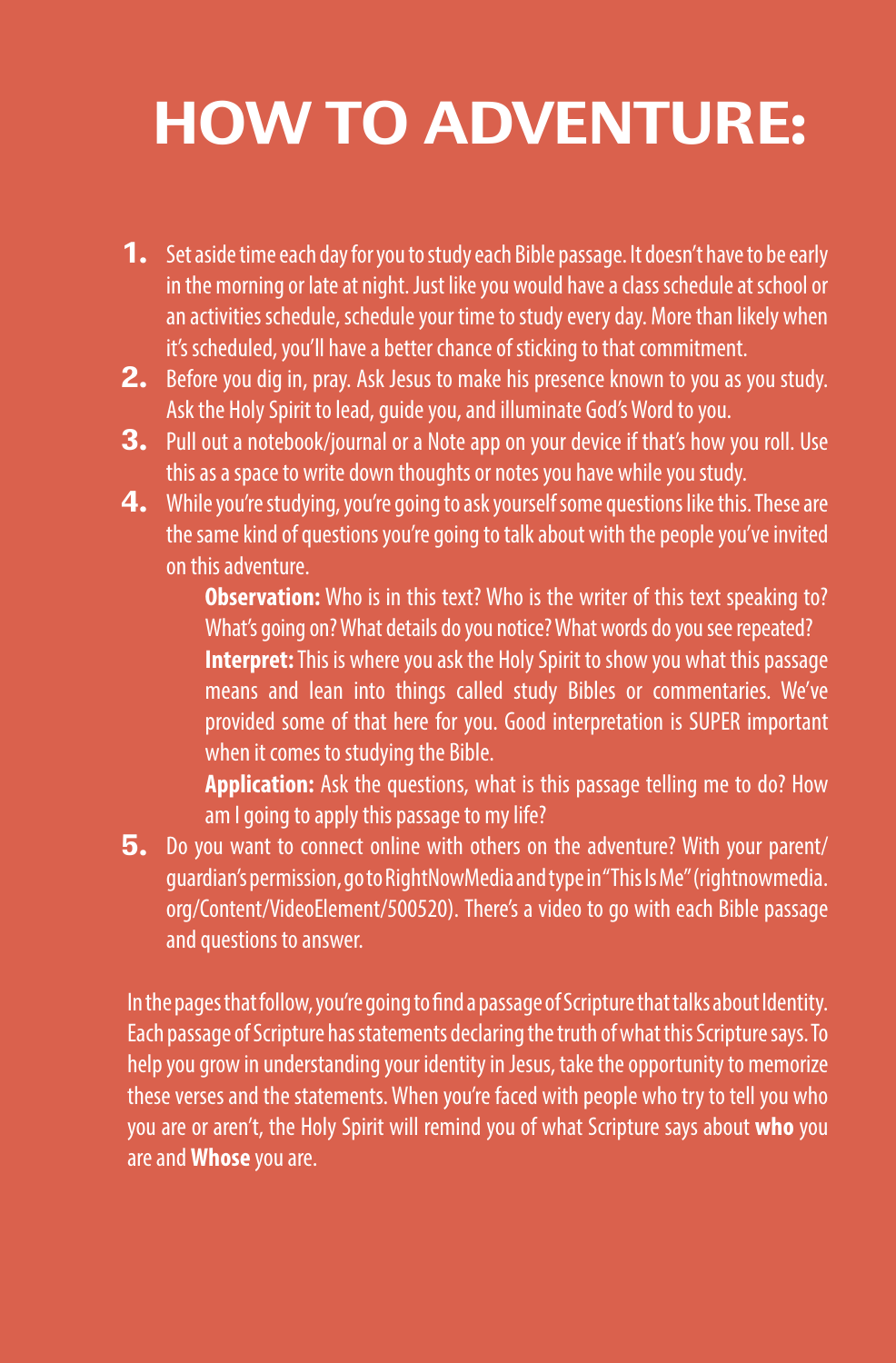# HOW TO ADVENTURE:

1. Set aside time each day for you to study each Bible passage. It doesn't have to be early in the morning or late at night. Just like you would have a class schedule at school or an activities schedule, schedule your time to study every day. More than likely when it's scheduled, you'll have a better chance of sticking to that commitment.
2. Before you dig in, pray. Ask Jesus to make his presence known to you as you study. Ask the Holy Spirit to lead, guide you, and illuminate God's Word to you.
3. Pull out a notebook/journal or a Note app on your device if that's how you roll. Use this as a space to write down thoughts or notes you have while you study.
4. While you're studying, you're going to ask yourself some questions like this. These are the same kind of questions you're going to talk about with the people you've invited on this adventure.

   **Observation:** Who is in this text? Who is the writer of this text speaking to? What's going on? What details do you notice? What words do you see repeated?

   **Interpret:** This is where you ask the Holy Spirit to show you what this passage means and lean into things called study Bibles or commentaries. We've provided some of that here for you. Good interpretation is SUPER important when it comes to studying the Bible.

   **Application:** Ask the questions, what is this passage telling me to do? How am I going to apply this passage to my life?
5. Do you want to connect online with others on the adventure? With your parent/guardian's permission, go to RightNowMedia and type in "This Is Me" (rightnowmedia.org/Content/VideoElement/500520). There's a video to go with each Bible passage and questions to answer.

In the pages that follow, you're going to find a passage of Scripture that talks about Identity. Each passage of Scripture has statements declaring the truth of what this Scripture says. To help you grow in understanding your identity in Jesus, take the opportunity to memorize these verses and the statements. When you're faced with people who try to tell you who you are or aren't, the Holy Spirit will remind you of what Scripture says about **who** you are and **Whose** you are.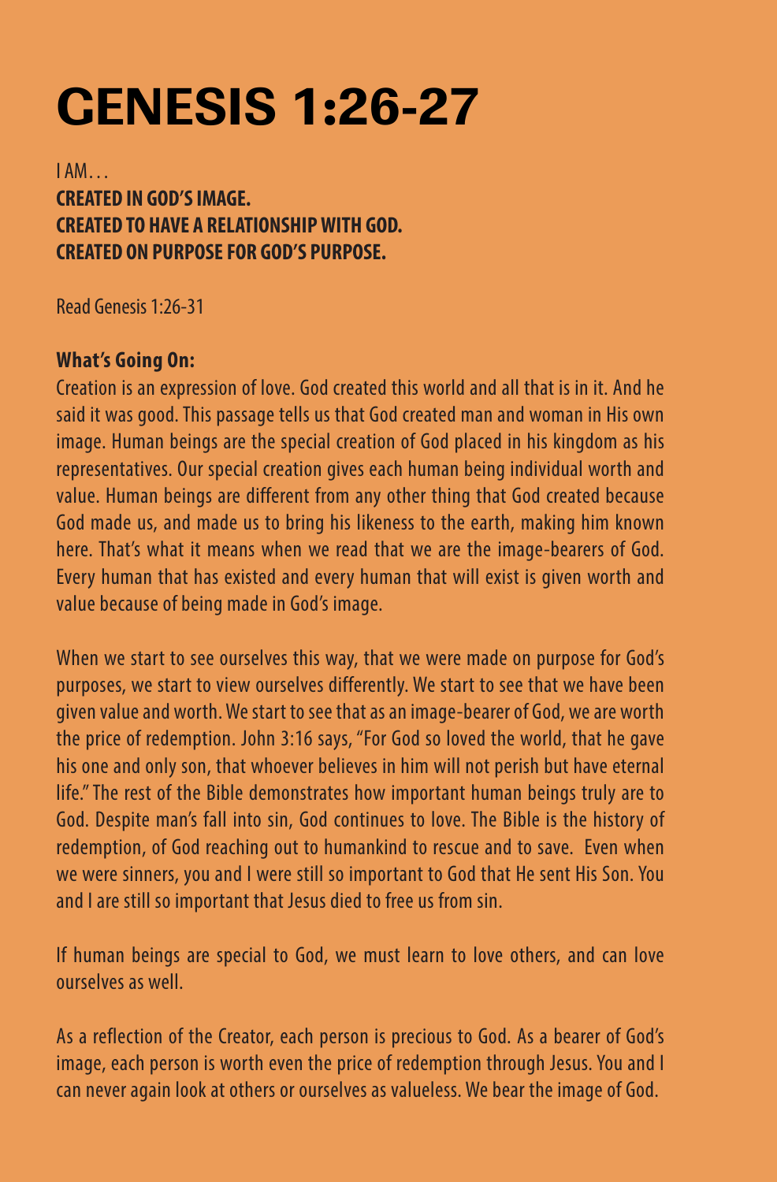# GENESIS 1:26-27

I AM…
**CREATED IN GOD'S IMAGE.**
**CREATED TO HAVE A RELATIONSHIP WITH GOD.**
**CREATED ON PURPOSE FOR GOD'S PURPOSE.**

Read Genesis 1:26-31

**What's Going On:**
Creation is an expression of love. God created this world and all that is in it. And he said it was good. This passage tells us that God created man and woman in His own image. Human beings are the special creation of God placed in his kingdom as his representatives. Our special creation gives each human being individual worth and value. Human beings are different from any other thing that God created because God made us, and made us to bring his likeness to the earth, making him known here. That's what it means when we read that we are the image-bearers of God. Every human that has existed and every human that will exist is given worth and value because of being made in God's image.

When we start to see ourselves this way, that we were made on purpose for God's purposes, we start to view ourselves differently. We start to see that we have been given value and worth. We start to see that as an image-bearer of God, we are worth the price of redemption. John 3:16 says, "For God so loved the world, that he gave his one and only son, that whoever believes in him will not perish but have eternal life." The rest of the Bible demonstrates how important human beings truly are to God. Despite man's fall into sin, God continues to love. The Bible is the history of redemption, of God reaching out to humankind to rescue and to save. Even when we were sinners, you and I were still so important to God that He sent His Son. You and I are still so important that Jesus died to free us from sin.

If human beings are special to God, we must learn to love others, and can love ourselves as well.

As a reflection of the Creator, each person is precious to God. As a bearer of God's image, each person is worth even the price of redemption through Jesus. You and I can never again look at others or ourselves as valueless. We bear the image of God.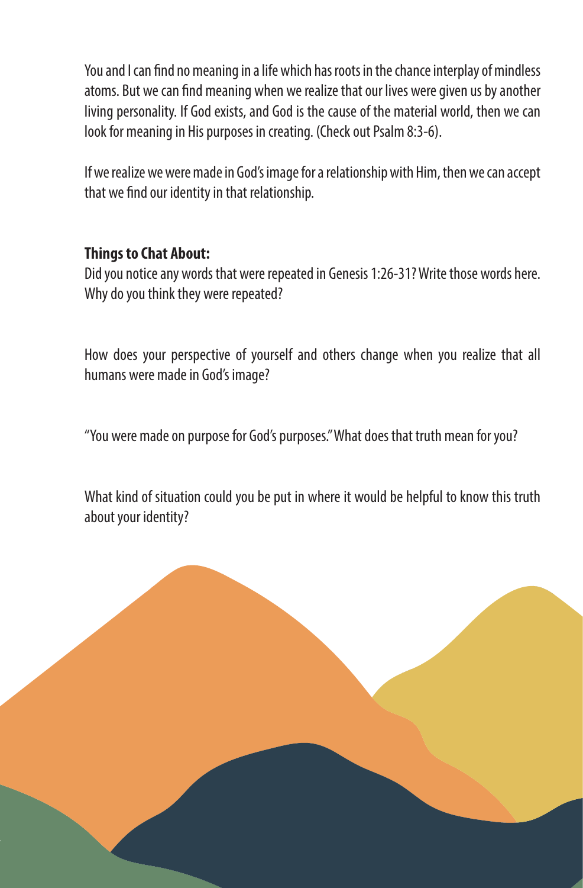You and I can find no meaning in a life which has roots in the chance interplay of mindless atoms. But we can find meaning when we realize that our lives were given us by another living personality. If God exists, and God is the cause of the material world, then we can look for meaning in His purposes in creating. (Check out Psalm 8:3-6).

If we realize we were made in God's image for a relationship with Him, then we can accept that we find our identity in that relationship.

**Things to Chat About:**

Did you notice any words that were repeated in Genesis 1:26-31? Write those words here. Why do you think they were repeated?

How does your perspective of yourself and others change when you realize that all humans were made in God's image?

"You were made on purpose for God's purposes." What does that truth mean for you?

What kind of situation could you be put in where it would be helpful to know this truth about your identity?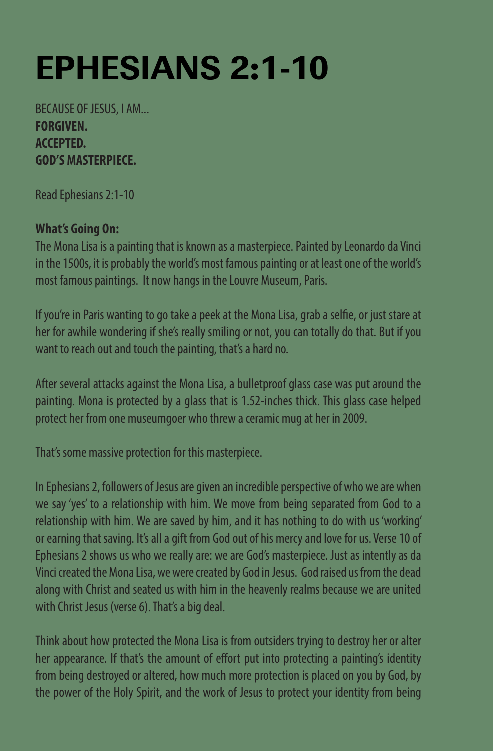# EPHESIANS 2:1-10

BECAUSE OF JESUS, I AM...
**FORGIVEN.**
**ACCEPTED.**
**GOD'S MASTERPIECE.**

Read Ephesians 2:1-10

**What's Going On:**
The Mona Lisa is a painting that is known as a masterpiece. Painted by Leonardo da Vinci in the 1500s, it is probably the world's most famous painting or at least one of the world's most famous paintings. It now hangs in the Louvre Museum, Paris.

If you're in Paris wanting to go take a peek at the Mona Lisa, grab a selfie, or just stare at her for awhile wondering if she's really smiling or not, you can totally do that. But if you want to reach out and touch the painting, that's a hard no.

After several attacks against the Mona Lisa, a bulletproof glass case was put around the painting. Mona is protected by a glass that is 1.52-inches thick. This glass case helped protect her from one museumgoer who threw a ceramic mug at her in 2009.

That's some massive protection for this masterpiece.

In Ephesians 2, followers of Jesus are given an incredible perspective of who we are when we say 'yes' to a relationship with him. We move from being separated from God to a relationship with him. We are saved by him, and it has nothing to do with us 'working' or earning that saving. It's all a gift from God out of his mercy and love for us. Verse 10 of Ephesians 2 shows us who we really are: we are God's masterpiece. Just as intently as da Vinci created the Mona Lisa, we were created by God in Jesus. God raised us from the dead along with Christ and seated us with him in the heavenly realms because we are united with Christ Jesus (verse 6). That's a big deal.

Think about how protected the Mona Lisa is from outsiders trying to destroy her or alter her appearance. If that's the amount of effort put into protecting a painting's identity from being destroyed or altered, how much more protection is placed on you by God, by the power of the Holy Spirit, and the work of Jesus to protect your identity from being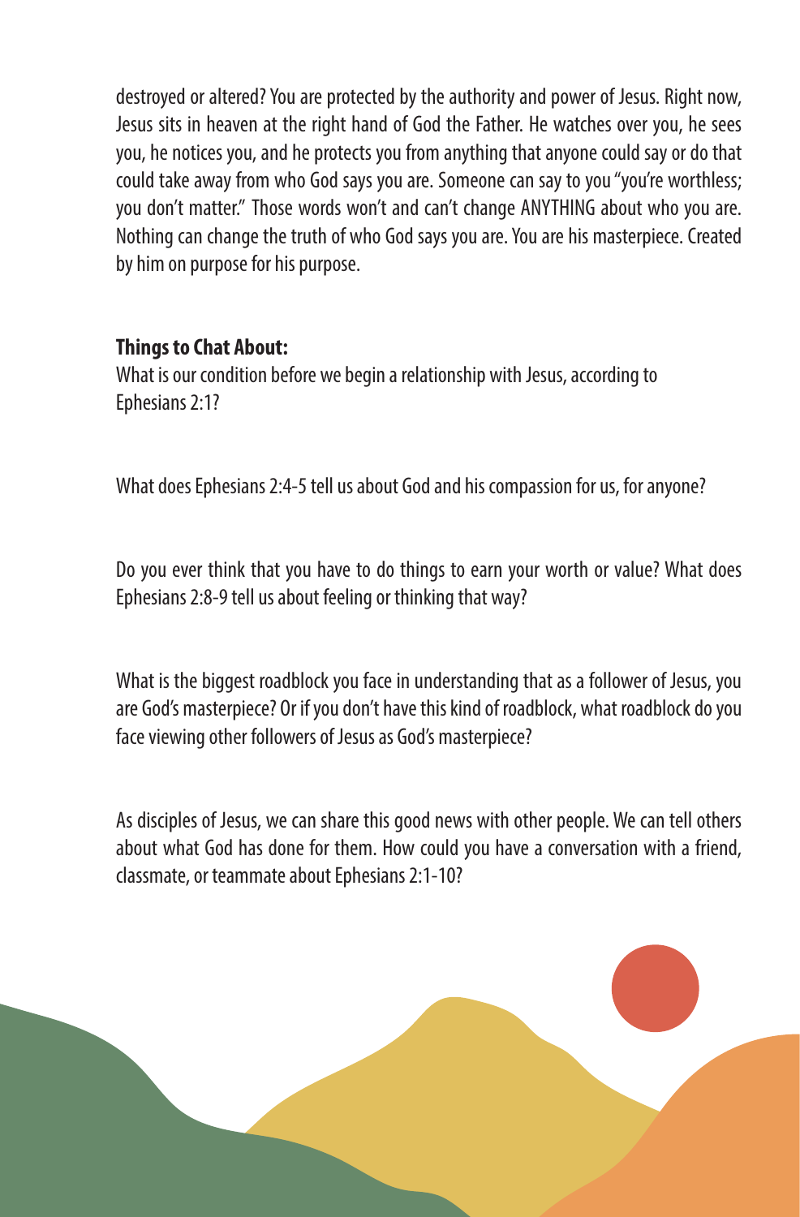destroyed or altered? You are protected by the authority and power of Jesus. Right now, Jesus sits in heaven at the right hand of God the Father. He watches over you, he sees you, he notices you, and he protects you from anything that anyone could say or do that could take away from who God says you are. Someone can say to you "you're worthless; you don't matter." Those words won't and can't change ANYTHING about who you are. Nothing can change the truth of who God says you are. You are his masterpiece. Created by him on purpose for his purpose.

**Things to Chat About:**

What is our condition before we begin a relationship with Jesus, according to Ephesians 2:1?

What does Ephesians 2:4-5 tell us about God and his compassion for us, for anyone?

Do you ever think that you have to do things to earn your worth or value? What does Ephesians 2:8-9 tell us about feeling or thinking that way?

What is the biggest roadblock you face in understanding that as a follower of Jesus, you are God's masterpiece? Or if you don't have this kind of roadblock, what roadblock do you face viewing other followers of Jesus as God's masterpiece?

As disciples of Jesus, we can share this good news with other people. We can tell others about what God has done for them. How could you have a conversation with a friend, classmate, or teammate about Ephesians 2:1-10?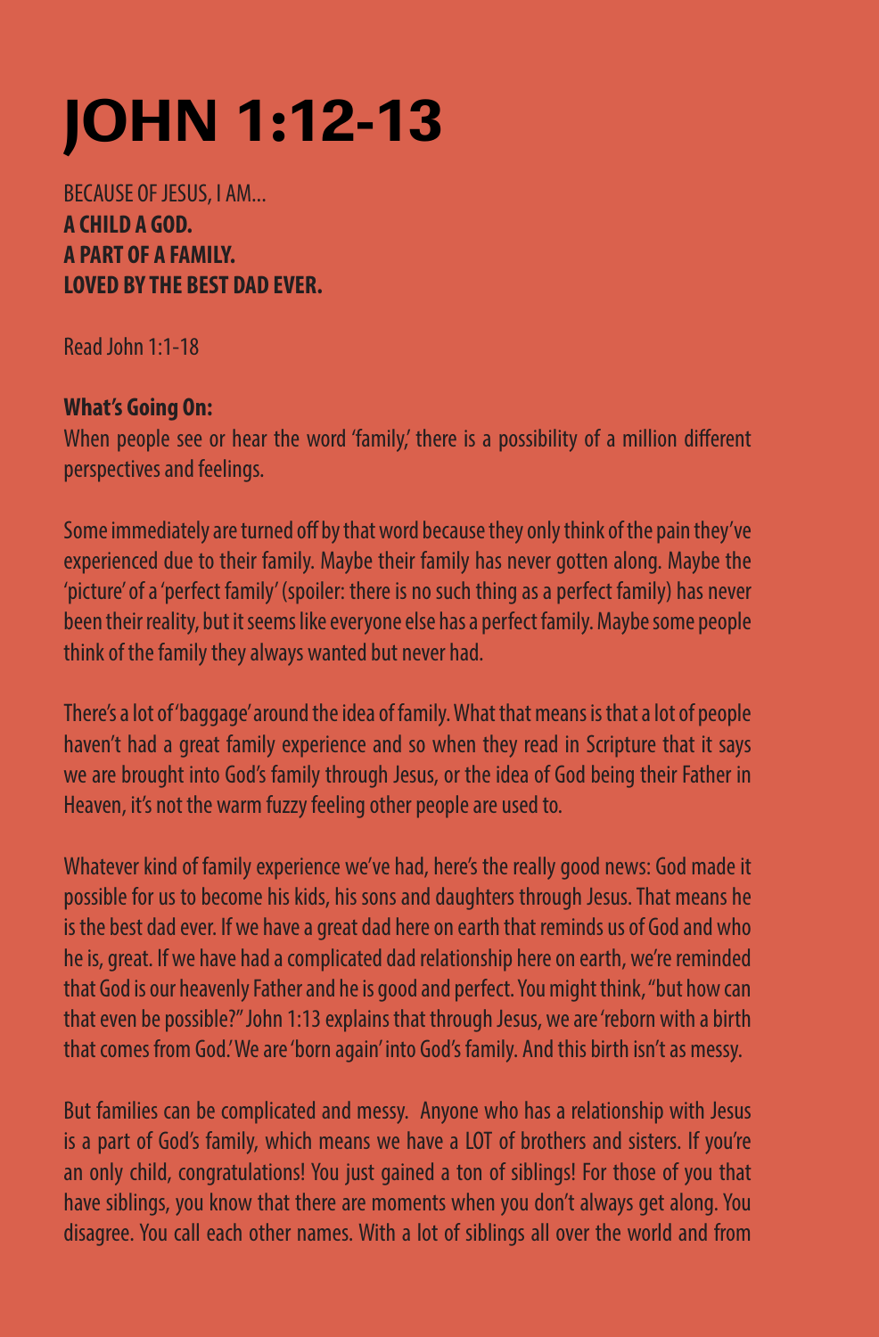# JOHN 1:12-13

BECAUSE OF JESUS, I AM...
**A CHILD A GOD.**
**A PART OF A FAMILY.**
**LOVED BY THE BEST DAD EVER.**

Read John 1:1-18

**What's Going On:**
When people see or hear the word 'family,' there is a possibility of a million different perspectives and feelings.

Some immediately are turned off by that word because they only think of the pain they've experienced due to their family. Maybe their family has never gotten along. Maybe the 'picture' of a 'perfect family' (spoiler: there is no such thing as a perfect family) has never been their reality, but it seems like everyone else has a perfect family. Maybe some people think of the family they always wanted but never had.

There's a lot of 'baggage' around the idea of family. What that means is that a lot of people haven't had a great family experience and so when they read in Scripture that it says we are brought into God's family through Jesus, or the idea of God being their Father in Heaven, it's not the warm fuzzy feeling other people are used to.

Whatever kind of family experience we've had, here's the really good news: God made it possible for us to become his kids, his sons and daughters through Jesus. That means he is the best dad ever. If we have a great dad here on earth that reminds us of God and who he is, great. If we have had a complicated dad relationship here on earth, we're reminded that God is our heavenly Father and he is good and perfect. You might think, "but how can that even be possible?" John 1:13 explains that through Jesus, we are 'reborn with a birth that comes from God.' We are 'born again' into God's family. And this birth isn't as messy.

But families can be complicated and messy. Anyone who has a relationship with Jesus is a part of God's family, which means we have a LOT of brothers and sisters. If you're an only child, congratulations! You just gained a ton of siblings! For those of you that have siblings, you know that there are moments when you don't always get along. You disagree. You call each other names. With a lot of siblings all over the world and from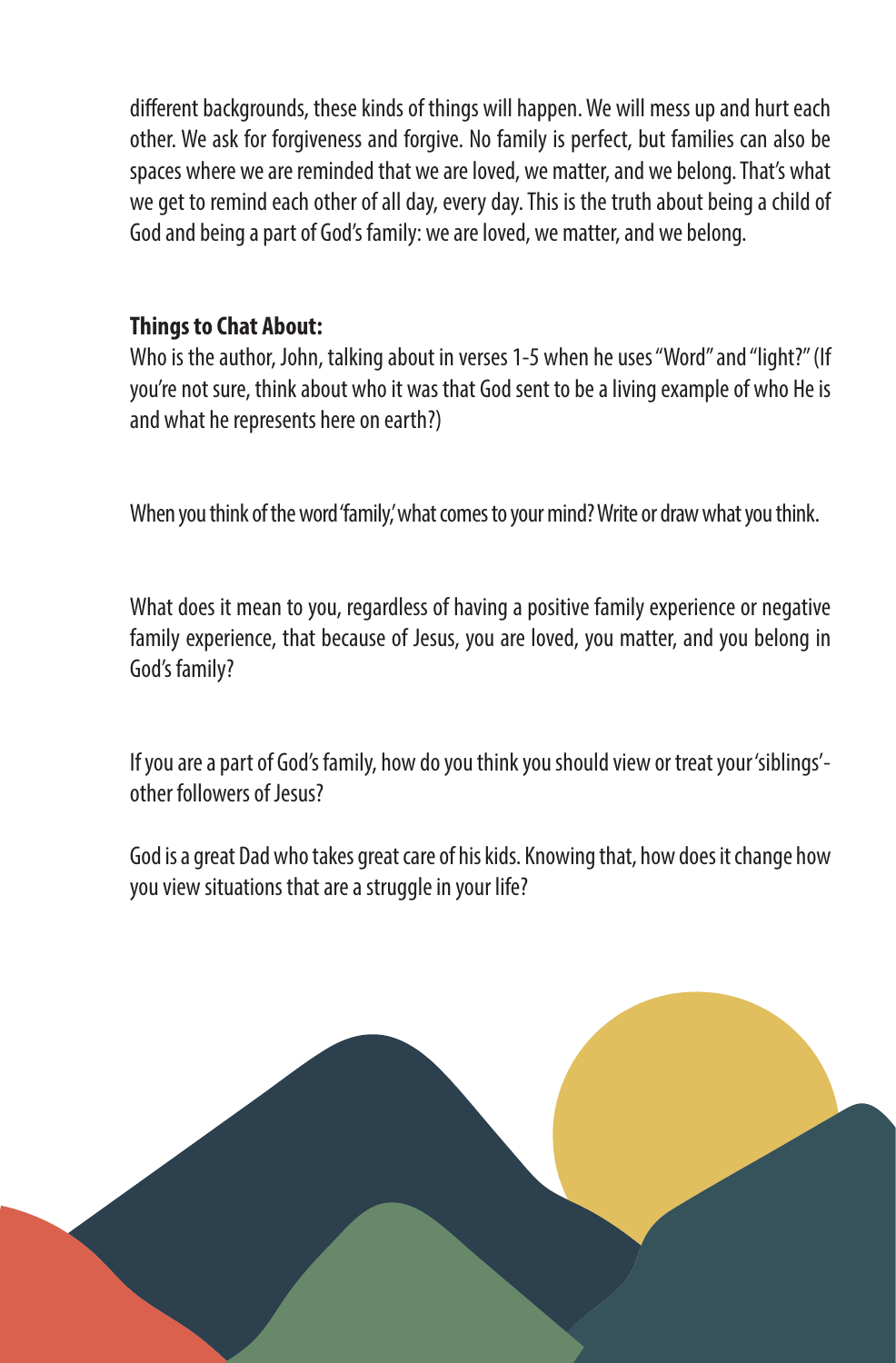different backgrounds, these kinds of things will happen. We will mess up and hurt each other. We ask for forgiveness and forgive. No family is perfect, but families can also be spaces where we are reminded that we are loved, we matter, and we belong. That's what we get to remind each other of all day, every day. This is the truth about being a child of God and being a part of God's family: we are loved, we matter, and we belong.

**Things to Chat About:**

Who is the author, John, talking about in verses 1-5 when he uses "Word" and "light?" (If you're not sure, think about who it was that God sent to be a living example of who He is and what he represents here on earth?)

When you think of the word 'family,' what comes to your mind? Write or draw what you think.

What does it mean to you, regardless of having a positive family experience or negative family experience, that because of Jesus, you are loved, you matter, and you belong in God's family?

If you are a part of God's family, how do you think you should view or treat your 'siblings'- other followers of Jesus?

God is a great Dad who takes great care of his kids. Knowing that, how does it change how you view situations that are a struggle in your life?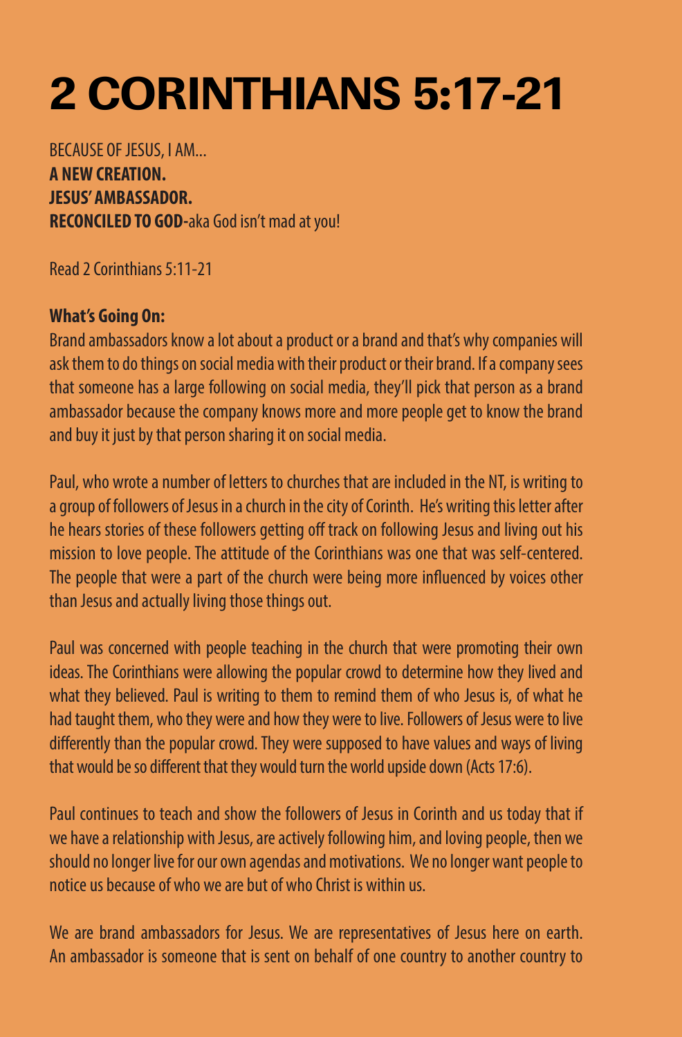# 2 CORINTHIANS 5:17-21

BECAUSE OF JESUS, I AM...
**A NEW CREATION.**
**JESUS' AMBASSADOR.**
**RECONCILED TO GOD-**aka God isn't mad at you!

Read 2 Corinthians 5:11-21

**What's Going On:**
Brand ambassadors know a lot about a product or a brand and that's why companies will ask them to do things on social media with their product or their brand. If a company sees that someone has a large following on social media, they'll pick that person as a brand ambassador because the company knows more and more people get to know the brand and buy it just by that person sharing it on social media.

Paul, who wrote a number of letters to churches that are included in the NT, is writing to a group of followers of Jesus in a church in the city of Corinth. He's writing this letter after he hears stories of these followers getting off track on following Jesus and living out his mission to love people. The attitude of the Corinthians was one that was self-centered. The people that were a part of the church were being more influenced by voices other than Jesus and actually living those things out.

Paul was concerned with people teaching in the church that were promoting their own ideas. The Corinthians were allowing the popular crowd to determine how they lived and what they believed. Paul is writing to them to remind them of who Jesus is, of what he had taught them, who they were and how they were to live. Followers of Jesus were to live differently than the popular crowd. They were supposed to have values and ways of living that would be so different that they would turn the world upside down (Acts 17:6).

Paul continues to teach and show the followers of Jesus in Corinth and us today that if we have a relationship with Jesus, are actively following him, and loving people, then we should no longer live for our own agendas and motivations. We no longer want people to notice us because of who we are but of who Christ is within us.

We are brand ambassadors for Jesus. We are representatives of Jesus here on earth. An ambassador is someone that is sent on behalf of one country to another country to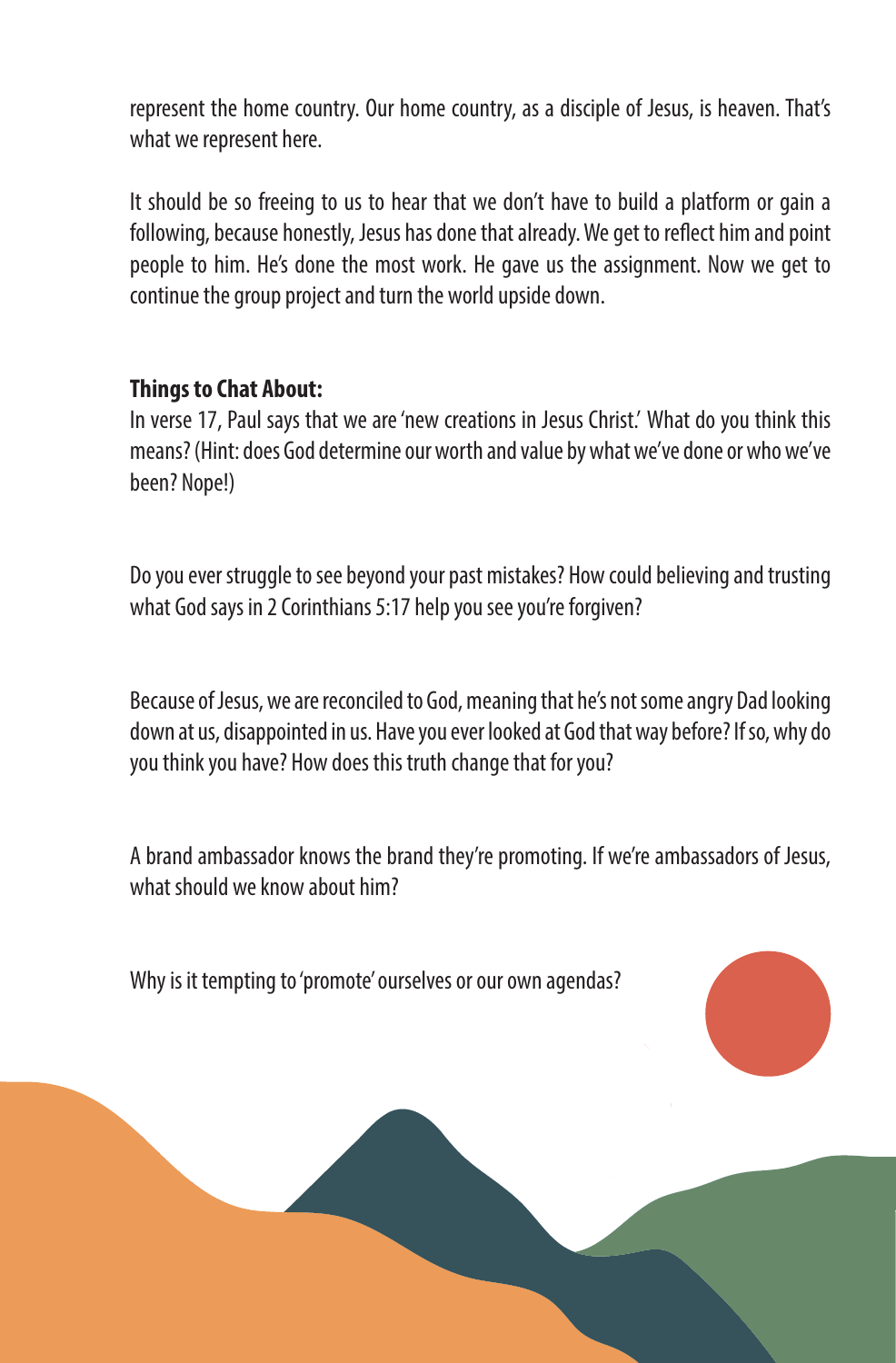represent the home country. Our home country, as a disciple of Jesus, is heaven. That's what we represent here.

It should be so freeing to us to hear that we don't have to build a platform or gain a following, because honestly, Jesus has done that already. We get to reflect him and point people to him. He's done the most work. He gave us the assignment. Now we get to continue the group project and turn the world upside down.

**Things to Chat About:**

In verse 17, Paul says that we are 'new creations in Jesus Christ.' What do you think this means? (Hint: does God determine our worth and value by what we've done or who we've been? Nope!)

Do you ever struggle to see beyond your past mistakes? How could believing and trusting what God says in 2 Corinthians 5:17 help you see you're forgiven?

Because of Jesus, we are reconciled to God, meaning that he's not some angry Dad looking down at us, disappointed in us. Have you ever looked at God that way before? If so, why do you think you have? How does this truth change that for you?

A brand ambassador knows the brand they're promoting. If we're ambassadors of Jesus, what should we know about him?

Why is it tempting to 'promote' ourselves or our own agendas?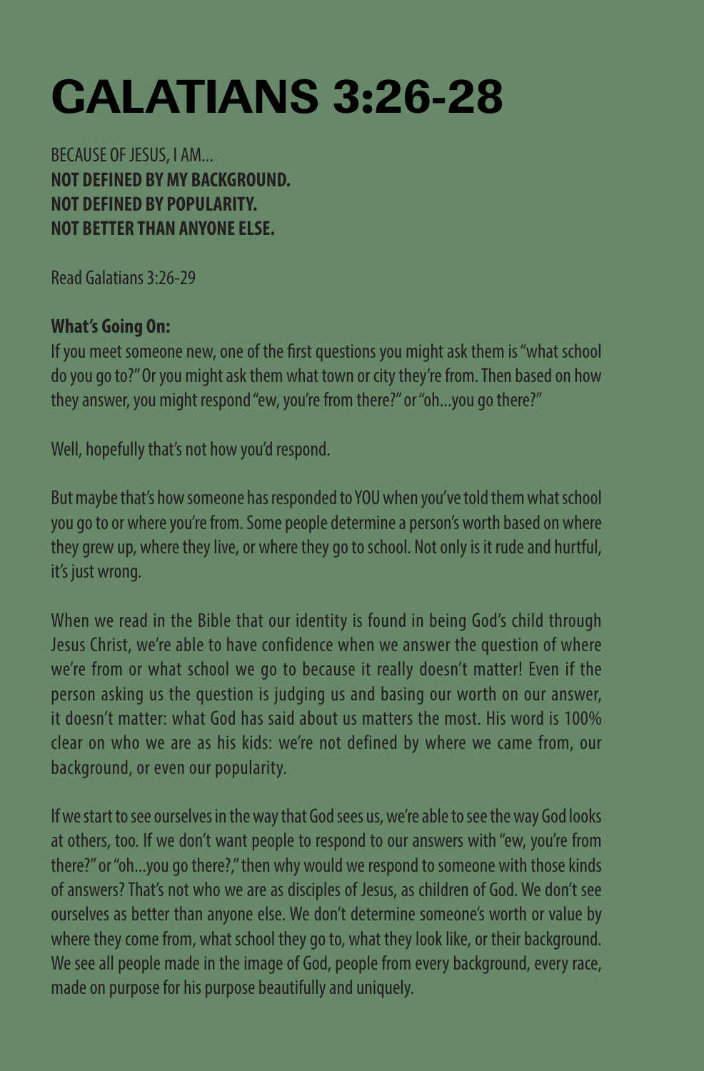# GALATIANS 3:26-28

BECAUSE OF JESUS, I AM...
**NOT DEFINED BY MY BACKGROUND.**
**NOT DEFINED BY POPULARITY.**
**NOT BETTER THAN ANYONE ELSE.**

Read Galatians 3:26-29

**What's Going On:**
If you meet someone new, one of the first questions you might ask them is "what school do you go to?" Or you might ask them what town or city they're from. Then based on how they answer, you might respond "ew, you're from there?" or "oh...you go there?"

Well, hopefully that's not how you'd respond.

But maybe that's how someone has responded to YOU when you've told them what school you go to or where you're from. Some people determine a person's worth based on where they grew up, where they live, or where they go to school. Not only is it rude and hurtful, it's just wrong.

When we read in the Bible that our identity is found in being God's child through Jesus Christ, we're able to have confidence when we answer the question of where we're from or what school we go to because it really doesn't matter! Even if the person asking us the question is judging us and basing our worth on our answer, it doesn't matter: what God has said about us matters the most. His word is 100% clear on who we are as his kids: we're not defined by where we came from, our background, or even our popularity.

If we start to see ourselves in the way that God sees us, we're able to see the way God looks at others, too. If we don't want people to respond to our answers with "ew, you're from there?" or "oh...you go there?," then why would we respond to someone with those kinds of answers? That's not who we are as disciples of Jesus, as children of God. We don't see ourselves as better than anyone else. We don't determine someone's worth or value by where they come from, what school they go to, what they look like, or their background. We see all people made in the image of God, people from every background, every race, made on purpose for his purpose beautifully and uniquely.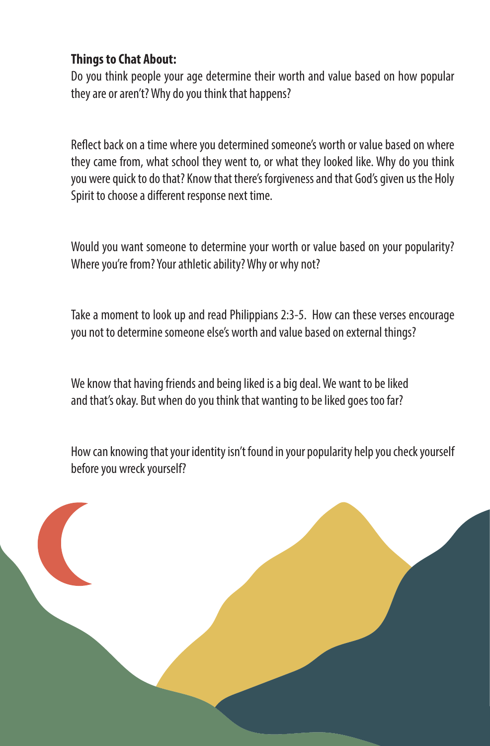**Things to Chat About:**

Do you think people your age determine their worth and value based on how popular they are or aren't? Why do you think that happens?

Reflect back on a time where you determined someone's worth or value based on where they came from, what school they went to, or what they looked like. Why do you think you were quick to do that? Know that there's forgiveness and that God's given us the Holy Spirit to choose a different response next time.

Would you want someone to determine your worth or value based on your popularity? Where you're from? Your athletic ability? Why or why not?

Take a moment to look up and read Philippians 2:3-5. How can these verses encourage you not to determine someone else's worth and value based on external things?

We know that having friends and being liked is a big deal. We want to be liked and that's okay. But when do you think that wanting to be liked goes too far?

How can knowing that your identity isn't found in your popularity help you check yourself before you wreck yourself?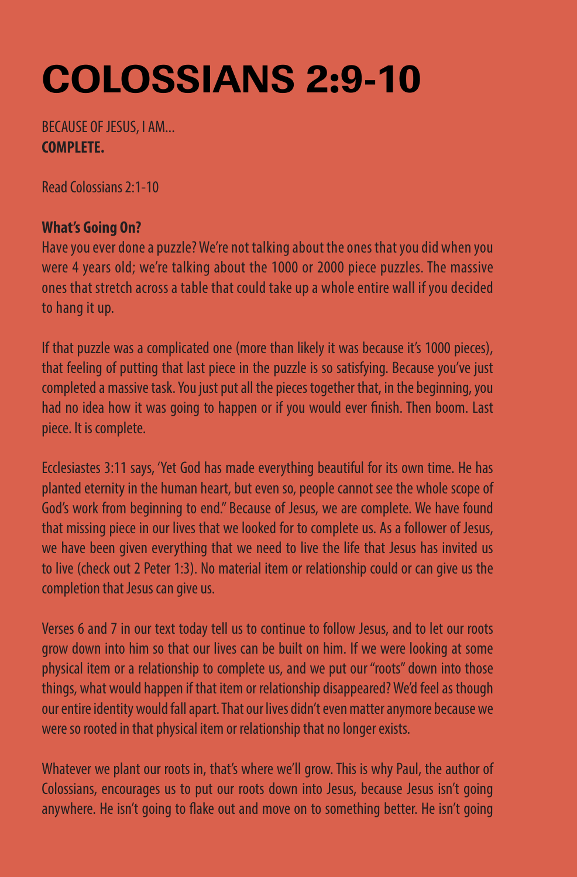# COLOSSIANS 2:9-10

BECAUSE OF JESUS, I AM...
**COMPLETE.**

Read Colossians 2:1-10

**What's Going On?**
Have you ever done a puzzle? We're not talking about the ones that you did when you were 4 years old; we're talking about the 1000 or 2000 piece puzzles. The massive ones that stretch across a table that could take up a whole entire wall if you decided to hang it up.

If that puzzle was a complicated one (more than likely it was because it's 1000 pieces), that feeling of putting that last piece in the puzzle is so satisfying. Because you've just completed a massive task. You just put all the pieces together that, in the beginning, you had no idea how it was going to happen or if you would ever finish. Then boom. Last piece. It is complete.

Ecclesiastes 3:11 says, 'Yet God has made everything beautiful for its own time. He has planted eternity in the human heart, but even so, people cannot see the whole scope of God's work from beginning to end." Because of Jesus, we are complete. We have found that missing piece in our lives that we looked for to complete us. As a follower of Jesus, we have been given everything that we need to live the life that Jesus has invited us to live (check out 2 Peter 1:3). No material item or relationship could or can give us the completion that Jesus can give us.

Verses 6 and 7 in our text today tell us to continue to follow Jesus, and to let our roots grow down into him so that our lives can be built on him. If we were looking at some physical item or a relationship to complete us, and we put our "roots" down into those things, what would happen if that item or relationship disappeared? We'd feel as though our entire identity would fall apart. That our lives didn't even matter anymore because we were so rooted in that physical item or relationship that no longer exists.

Whatever we plant our roots in, that's where we'll grow. This is why Paul, the author of Colossians, encourages us to put our roots down into Jesus, because Jesus isn't going anywhere. He isn't going to flake out and move on to something better. He isn't going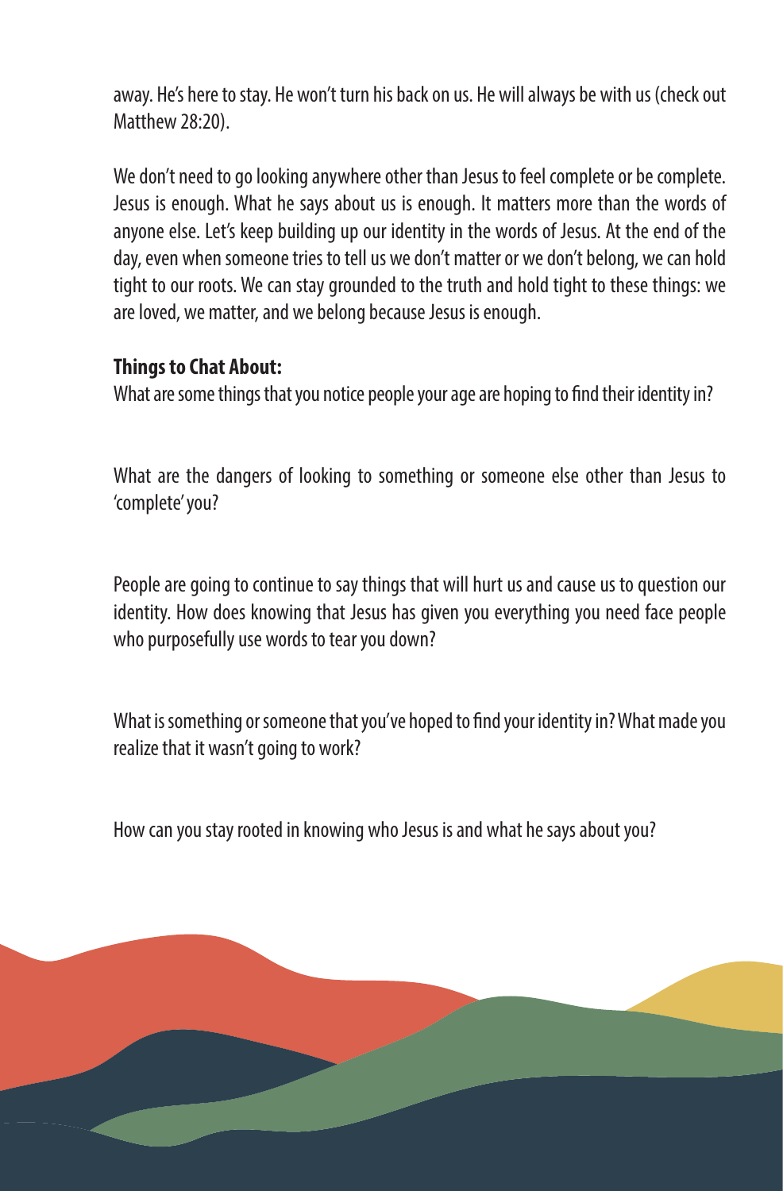away. He's here to stay. He won't turn his back on us. He will always be with us (check out Matthew 28:20).

We don't need to go looking anywhere other than Jesus to feel complete or be complete. Jesus is enough. What he says about us is enough. It matters more than the words of anyone else. Let's keep building up our identity in the words of Jesus. At the end of the day, even when someone tries to tell us we don't matter or we don't belong, we can hold tight to our roots. We can stay grounded to the truth and hold tight to these things: we are loved, we matter, and we belong because Jesus is enough.

**Things to Chat About:**

What are some things that you notice people your age are hoping to find their identity in?

What are the dangers of looking to something or someone else other than Jesus to 'complete' you?

People are going to continue to say things that will hurt us and cause us to question our identity. How does knowing that Jesus has given you everything you need face people who purposefully use words to tear you down?

What is something or someone that you've hoped to find your identity in? What made you realize that it wasn't going to work?

How can you stay rooted in knowing who Jesus is and what he says about you?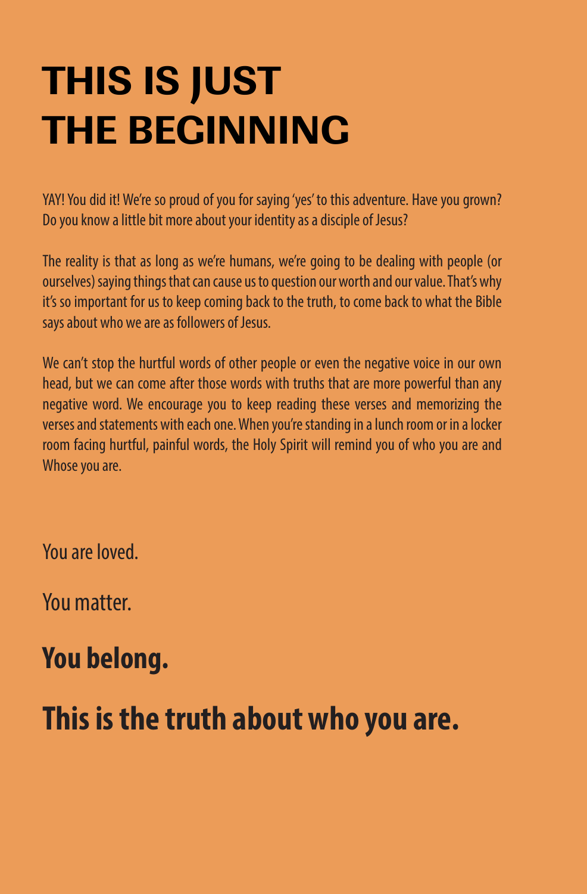# THIS IS JUST THE BEGINNING

YAY! You did it! We're so proud of you for saying 'yes' to this adventure. Have you grown? Do you know a little bit more about your identity as a disciple of Jesus?

The reality is that as long as we're humans, we're going to be dealing with people (or ourselves) saying things that can cause us to question our worth and our value. That's why it's so important for us to keep coming back to the truth, to come back to what the Bible says about who we are as followers of Jesus.

We can't stop the hurtful words of other people or even the negative voice in our own head, but we can come after those words with truths that are more powerful than any negative word. We encourage you to keep reading these verses and memorizing the verses and statements with each one. When you're standing in a lunch room or in a locker room facing hurtful, painful words, the Holy Spirit will remind you of who you are and Whose you are.

You are loved.

You matter.

**You belong.**

## This is the truth about who you are.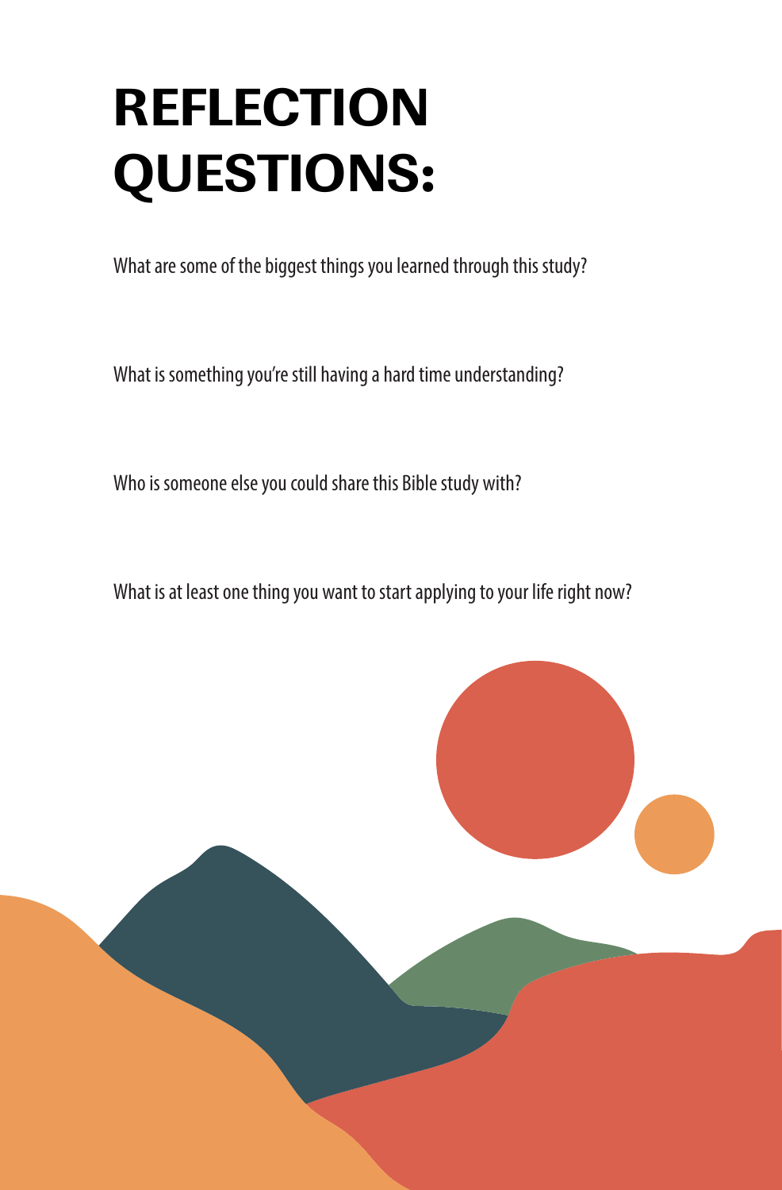# REFLECTION QUESTIONS:

What are some of the biggest things you learned through this study?

What is something you're still having a hard time understanding?

Who is someone else you could share this Bible study with?

What is at least one thing you want to start applying to your life right now?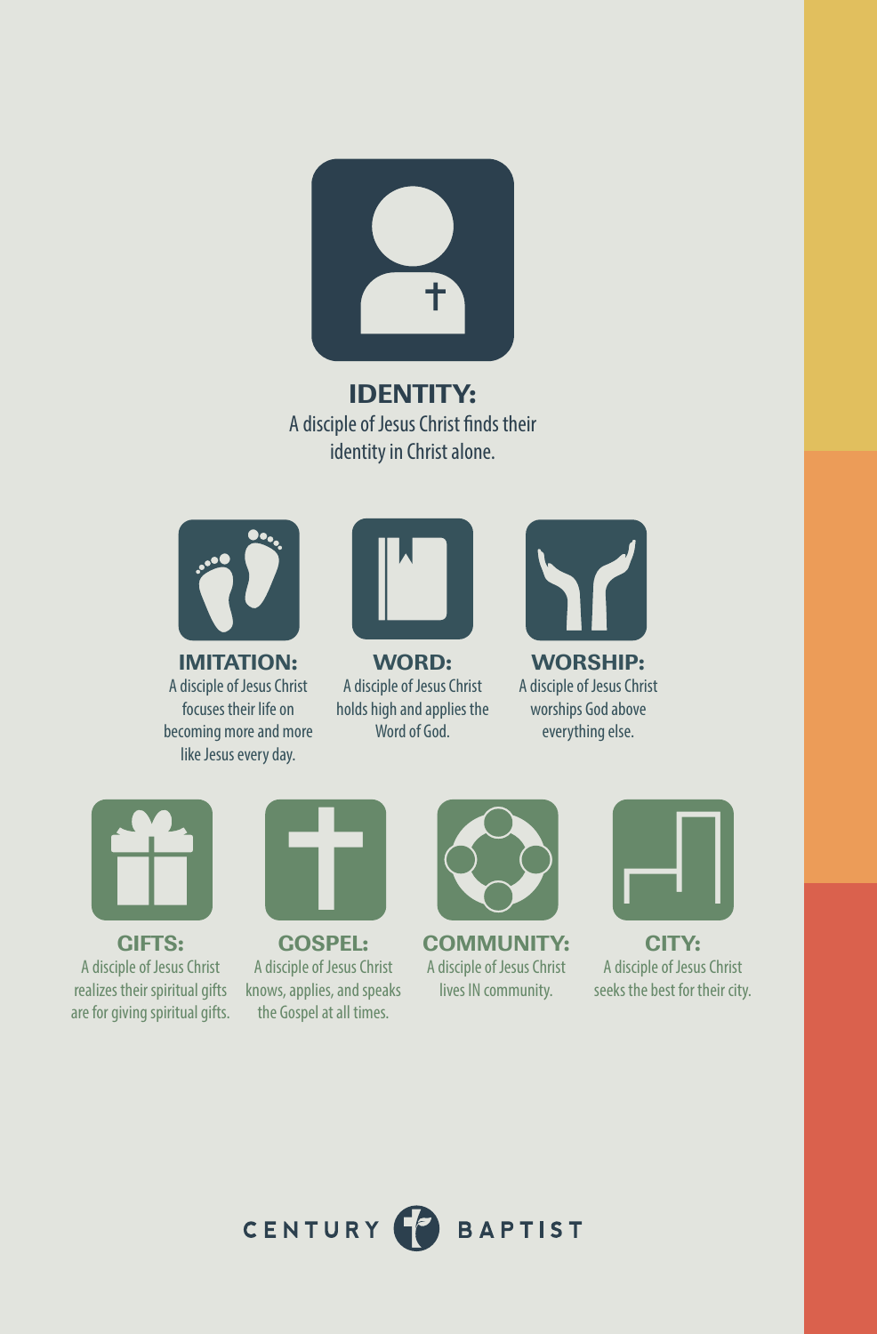**IDENTITY:**
A disciple of Jesus Christ finds their identity in Christ alone.

**IMITATION:**
A disciple of Jesus Christ focuses their life on becoming more and more like Jesus every day.

**WORD:**
A disciple of Jesus Christ holds high and applies the Word of God.

**WORSHIP:**
A disciple of Jesus Christ worships God above everything else.

**GIFTS:**
A disciple of Jesus Christ realizes their spiritual gifts are for giving spiritual gifts.

**GOSPEL:**
A disciple of Jesus Christ knows, applies, and speaks the Gospel at all times.

**COMMUNITY:**
A disciple of Jesus Christ lives IN community.

**CITY:**
A disciple of Jesus Christ seeks the best for their city.

CENTURY BAPTIST